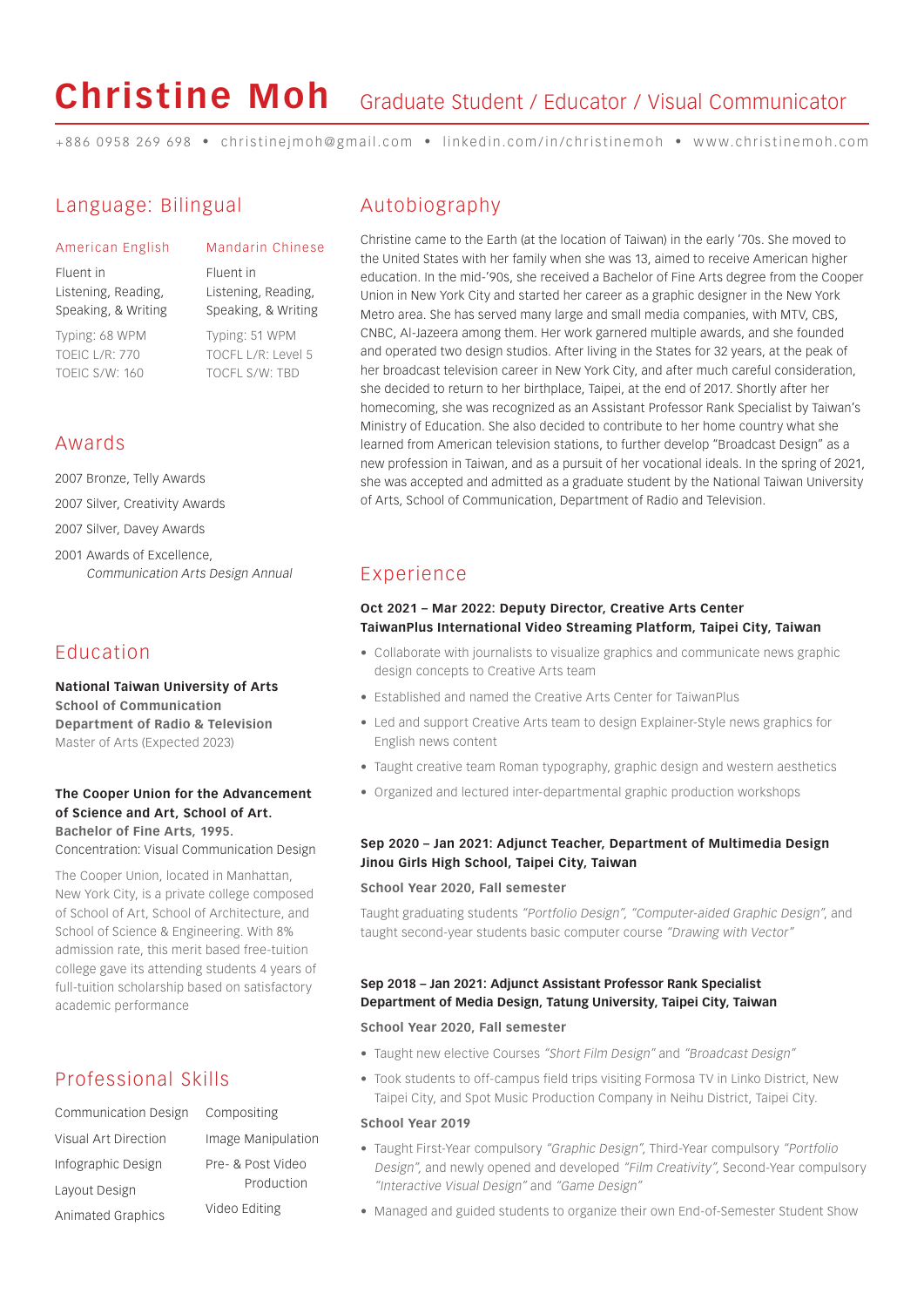# Christine Moh

Graduate Student / Educator / Visual Communicator

+886 0958 269 698 • christinejmoh@gmail.com • linkedin.com/in/christinemoh • www.christinemoh.com

## Language: Bilingual

### American English

Fluent in Listening, Reading, Speaking, & Writing

Typing: 68 WPM
TOEIC L/R: 770
TOEIC S/W: 160

### Mandarin Chinese

Fluent in Listening, Reading, Speaking, & Writing

Typing: 51 WPM
TOCFL L/R: Level 5
TOCFL S/W: TBD

## Awards

2007 Bronze, Telly Awards

2007 Silver, Creativity Awards

2007 Silver, Davey Awards

2001 Awards of Excellence, *Communication Arts Design Annual*

## Education

**National Taiwan University of Arts**
**School of Communication**
**Department of Radio & Television**
Master of Arts (Expected 2023)

**The Cooper Union for the Advancement of Science and Art, School of Art.**
**Bachelor of Fine Arts, 1995.**
Concentration: Visual Communication Design

The Cooper Union, located in Manhattan, New York City, is a private college composed of School of Art, School of Architecture, and School of Science & Engineering. With 8% admission rate, this merit based free-tuition college gave its attending students 4 years of full-tuition scholarship based on satisfactory academic performance

## Professional Skills

- Communication Design
- Visual Art Direction
- Infographic Design
- Layout Design
- Animated Graphics
- Compositing
- Image Manipulation
- Pre- & Post Video Production
- Video Editing

## Autobiography

Christine came to the Earth (at the location of Taiwan) in the early '70s. She moved to the United States with her family when she was 13, aimed to receive American higher education. In the mid-'90s, she received a Bachelor of Fine Arts degree from the Cooper Union in New York City and started her career as a graphic designer in the New York Metro area. She has served many large and small media companies, with MTV, CBS, CNBC, Al-Jazeera among them. Her work garnered multiple awards, and she founded and operated two design studios. After living in the States for 32 years, at the peak of her broadcast television career in New York City, and after much careful consideration, she decided to return to her birthplace, Taipei, at the end of 2017. Shortly after her homecoming, she was recognized as an Assistant Professor Rank Specialist by Taiwan's Ministry of Education. She also decided to contribute to her home country what she learned from American television stations, to further develop "Broadcast Design" as a new profession in Taiwan, and as a pursuit of her vocational ideals. In the spring of 2021, she was accepted and admitted as a graduate student by the National Taiwan University of Arts, School of Communication, Department of Radio and Television.

## Experience

**Oct 2021 – Mar 2022: Deputy Director, Creative Arts Center**
**TaiwanPlus International Video Streaming Platform, Taipei City, Taiwan**

- Collaborate with journalists to visualize graphics and communicate news graphic design concepts to Creative Arts team
- Established and named the Creative Arts Center for TaiwanPlus
- Led and support Creative Arts team to design Explainer-Style news graphics for English news content
- Taught creative team Roman typography, graphic design and western aesthetics
- Organized and lectured inter-departmental graphic production workshops

**Sep 2020 – Jan 2021: Adjunct Teacher, Department of Multimedia Design**
**Jinou Girls High School, Taipei City, Taiwan**

**School Year 2020, Fall semester**

Taught graduating students *"Portfolio Design"*, *"Computer-aided Graphic Design"*, and taught second-year students basic computer course *"Drawing with Vector"*

**Sep 2018 – Jan 2021: Adjunct Assistant Professor Rank Specialist**
**Department of Media Design, Tatung University, Taipei City, Taiwan**

**School Year 2020, Fall semester**

- Taught new elective Courses *"Short Film Design"* and *"Broadcast Design"*
- Took students to off-campus field trips visiting Formosa TV in Linko District, New Taipei City, and Spot Music Production Company in Neihu District, Taipei City.

**School Year 2019**

- Taught First-Year compulsory *"Graphic Design"*, Third-Year compulsory *"Portfolio Design"*, and newly opened and developed *"Film Creativity"*, Second-Year compulsory *"Interactive Visual Design"* and *"Game Design"*
- Managed and guided students to organize their own End-of-Semester Student Show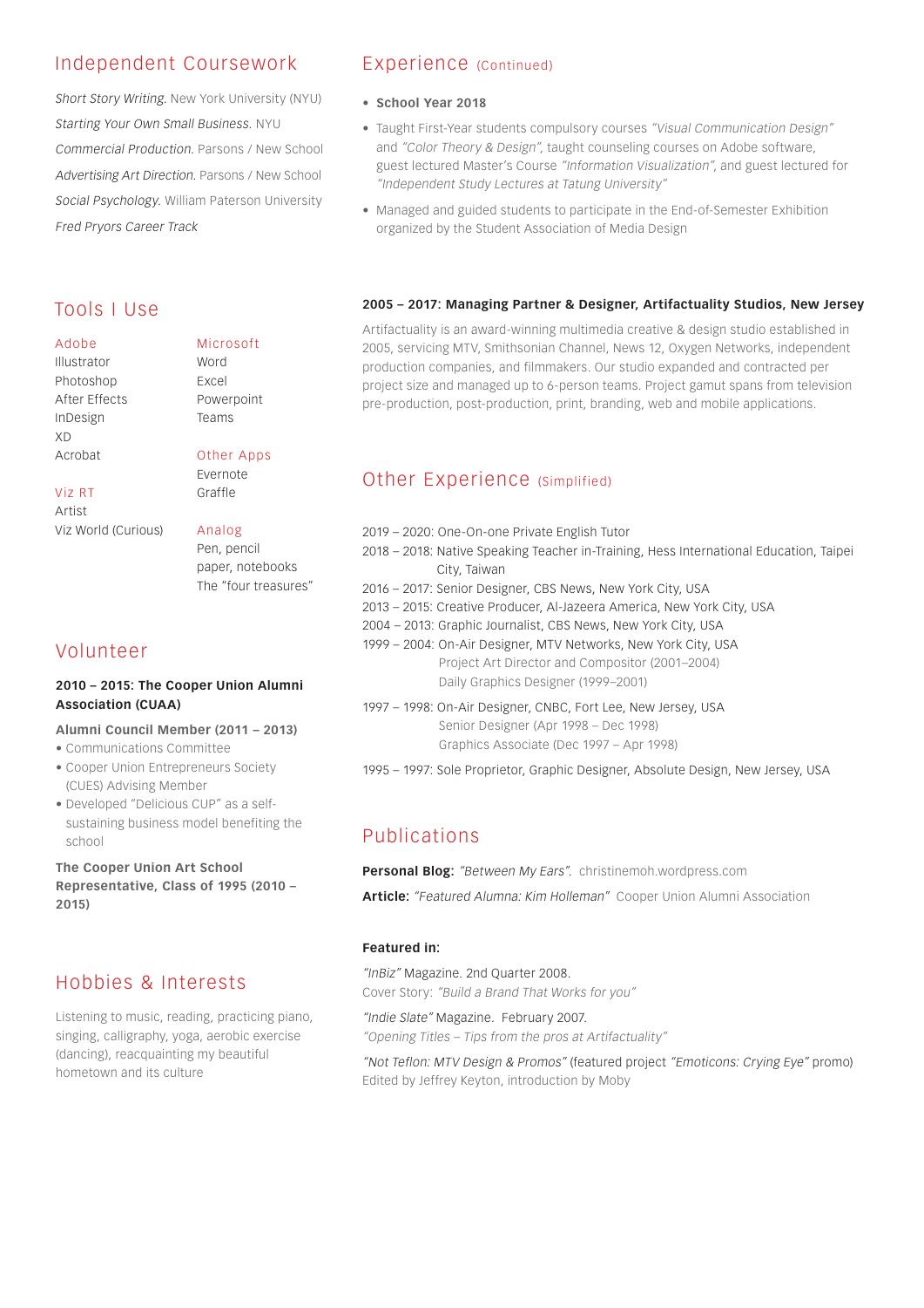## Independent Coursework

*Short Story Writing.* New York University (NYU)

*Starting Your Own Small Business.* NYU

*Commercial Production.* Parsons / New School

*Advertising Art Direction.* Parsons / New School

*Social Psychology.* William Paterson University

*Fred Pryors Career Track*

## Tools I Use

**Adobe**
Illustrator
Photoshop
After Effects
InDesign
XD
Acrobat

**Viz RT**
Artist
Viz World (Curious)

**Microsoft**
Word
Excel
Powerpoint
Teams

**Other Apps**
Evernote
Graffle

**Analog**
Pen, pencil
paper, notebooks
The "four treasures"

## Volunteer

**2010 – 2015: The Cooper Union Alumni Association (CUAA)**

**Alumni Council Member (2011 – 2013)**

- Communications Committee
- Cooper Union Entrepreneurs Society (CUES) Advising Member
- Developed "Delicious CUP" as a self-sustaining business model benefiting the school

**The Cooper Union Art School Representative, Class of 1995 (2010 – 2015)**

## Hobbies & Interests

Listening to music, reading, practicing piano, singing, calligraphy, yoga, aerobic exercise (dancing), reacquainting my beautiful hometown and its culture

## Experience (Continued)

- **School Year 2018**
- Taught First-Year students compulsory courses *"Visual Communication Design"* and *"Color Theory & Design"*, taught counseling courses on Adobe software, guest lectured Master's Course *"Information Visualization"*, and guest lectured for *"Independent Study Lectures at Tatung University"*
- Managed and guided students to participate in the End-of-Semester Exhibition organized by the Student Association of Media Design

**2005 – 2017: Managing Partner & Designer, Artifactuality Studios, New Jersey**

Artifactuality is an award-winning multimedia creative & design studio established in 2005, servicing MTV, Smithsonian Channel, News 12, Oxygen Networks, independent production companies, and filmmakers. Our studio expanded and contracted per project size and managed up to 6-person teams. Project gamut spans from television pre-production, post-production, print, branding, web and mobile applications.

## Other Experience (Simplified)

2019 – 2020: One-On-one Private English Tutor

2018 – 2018: Native Speaking Teacher in-Training, Hess International Education, Taipei City, Taiwan

2016 – 2017: Senior Designer, CBS News, New York City, USA

2013 – 2015: Creative Producer, Al-Jazeera America, New York City, USA

2004 – 2013: Graphic Journalist, CBS News, New York City, USA

1999 – 2004: On-Air Designer, MTV Networks, New York City, USA
Project Art Director and Compositor (2001–2004)
Daily Graphics Designer (1999–2001)

1997 – 1998: On-Air Designer, CNBC, Fort Lee, New Jersey, USA
Senior Designer (Apr 1998 – Dec 1998)
Graphics Associate (Dec 1997 – Apr 1998)

1995 – 1997: Sole Proprietor, Graphic Designer, Absolute Design, New Jersey, USA

## Publications

**Personal Blog:** *"Between My Ears".* christinemoh.wordpress.com

**Article:** *"Featured Alumna: Kim Holleman"* Cooper Union Alumni Association

**Featured in:**

*"InBiz"* Magazine. 2nd Quarter 2008.
Cover Story: *"Build a Brand That Works for you"*

*"Indie Slate"* Magazine. February 2007.
*"Opening Titles – Tips from the pros at Artifactuality"*

*"Not Teflon: MTV Design & Promos"* (featured project *"Emoticons: Crying Eye"* promo)
Edited by Jeffrey Keyton, introduction by Moby